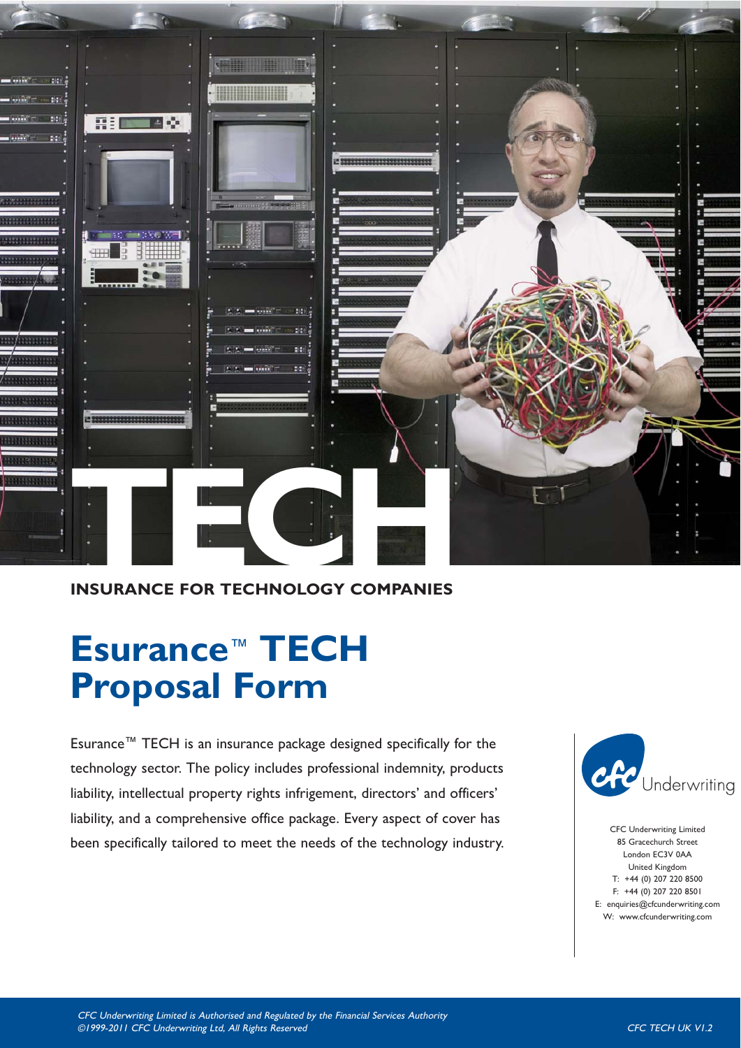# TECH

**INSURANCE FOR TECHNOLOGY COMPANIES**

# Esurance™ TECH Proposal Form

Esurance™ TECH is an insurance package designed specifically for the technology sector. The policy includes professional indemnity, products liability, intellectual property rights infrigement, directors' and officers' liability, and a comprehensive office package. Every aspect of cover has been specifically tailored to meet the needs of the technology industry.

cfc Underwriting

CFC Underwriting Limited
85 Gracechurch Street
London EC3V 0AA
United Kingdom
T: +44 (0) 207 220 8500
F: +44 (0) 207 220 8501
E: enquiries@cfcunderwriting.com
W: www.cfcunderwriting.com

*CFC Underwriting Limited is Authorised and Regulated by the Financial Services Authority*
*©1999-2011 CFC Underwriting Ltd, All Rights Reserved*

*CFC TECH UK V1.2*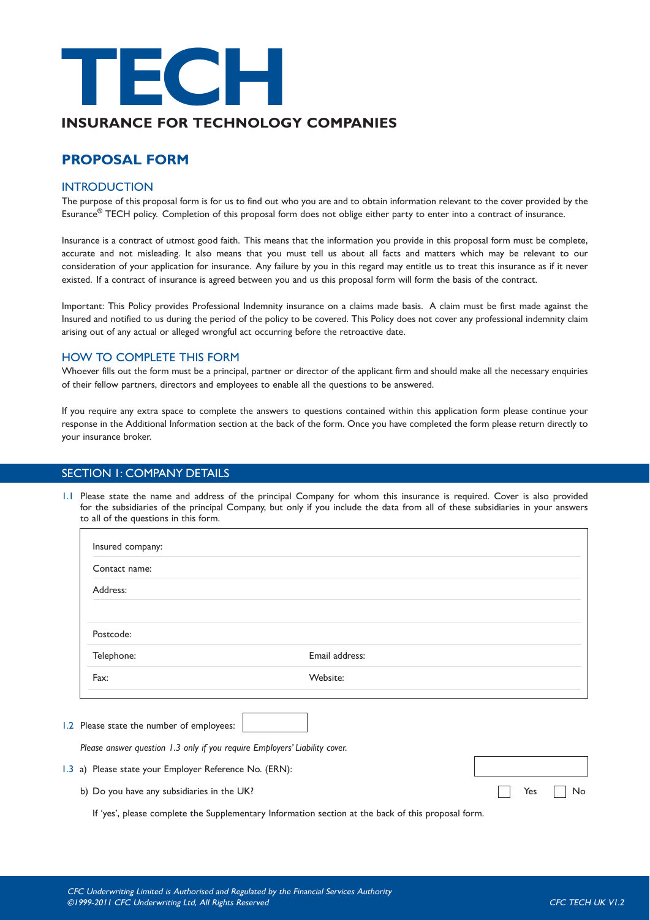# TECH

## INSURANCE FOR TECHNOLOGY COMPANIES

## PROPOSAL FORM

### INTRODUCTION

The purpose of this proposal form is for us to find out who you are and to obtain information relevant to the cover provided by the Esurance® TECH policy. Completion of this proposal form does not oblige either party to enter into a contract of insurance.

Insurance is a contract of utmost good faith. This means that the information you provide in this proposal form must be complete, accurate and not misleading. It also means that you must tell us about all facts and matters which may be relevant to our consideration of your application for insurance. Any failure by you in this regard may entitle us to treat this insurance as if it never existed. If a contract of insurance is agreed between you and us this proposal form will form the basis of the contract.

Important: This Policy provides Professional Indemnity insurance on a claims made basis. A claim must be first made against the Insured and notified to us during the period of the policy to be covered. This Policy does not cover any professional indemnity claim arising out of any actual or alleged wrongful act occurring before the retroactive date.

### HOW TO COMPLETE THIS FORM

Whoever fills out the form must be a principal, partner or director of the applicant firm and should make all the necessary enquiries of their fellow partners, directors and employees to enable all the questions to be answered.

If you require any extra space to complete the answers to questions contained within this application form please continue your response in the Additional Information section at the back of the form. Once you have completed the form please return directly to your insurance broker.

## SECTION 1: COMPANY DETAILS

1.1 Please state the name and address of the principal Company for whom this insurance is required. Cover is also provided for the subsidiaries of the principal Company, but only if you include the data from all of these subsidiaries in your answers to all of the questions in this form.

| | |
|---|---|
| Insured company: | |
| Contact name: | |
| Address: | |
| | |
| Postcode: | |
| Telephone: | Email address: |
| Fax: | Website: |

1.2 Please state the number of employees: ☐

*Please answer question 1.3 only if you require Employers' Liability cover.*

1.3 a) Please state your Employer Reference No. (ERN): ☐

b) Do you have any subsidiaries in the UK? ☐ Yes ☐ No

If 'yes', please complete the Supplementary Information section at the back of this proposal form.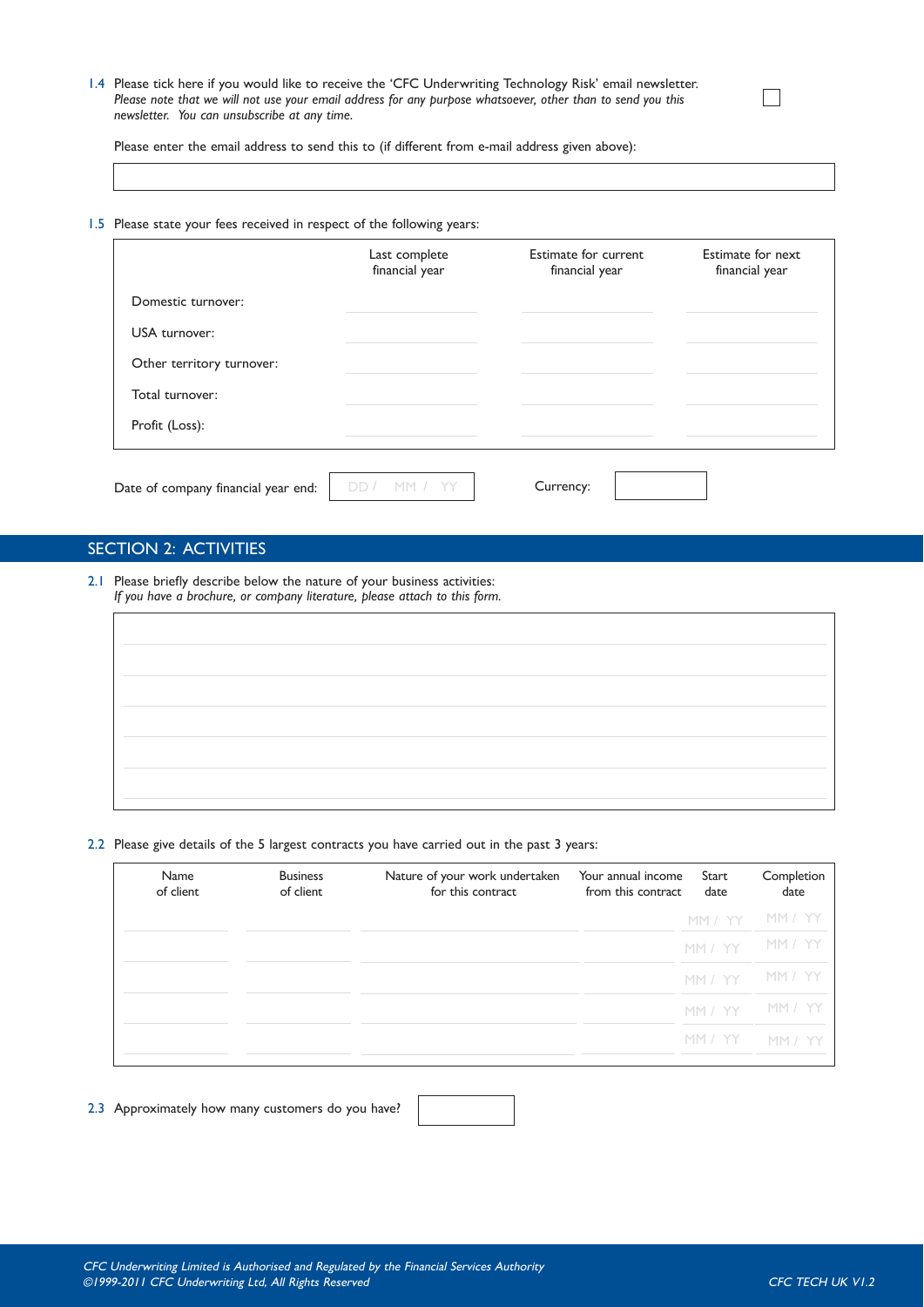1.4 Please tick here if you would like to receive the 'CFC Underwriting Technology Risk' email newsletter. ☐
*Please note that we will not use your email address for any purpose whatsoever, other than to send you this newsletter. You can unsubscribe at any time.*

Please enter the email address to send this to (if different from e-mail address given above):

1.5 Please state your fees received in respect of the following years:

| | Last complete financial year | Estimate for current financial year | Estimate for next financial year |
|---|---|---|---|
| Domestic turnover: | | | |
| USA turnover: | | | |
| Other territory turnover: | | | |
| Total turnover: | | | |
| Profit (Loss): | | | |

Date of company financial year end: DD / MM / YY     Currency:

## SECTION 2: ACTIVITIES

2.1 Please briefly describe below the nature of your business activities:
*If you have a brochure, or company literature, please attach to this form.*

2.2 Please give details of the 5 largest contracts you have carried out in the past 3 years:

| Name of client | Business of client | Nature of your work undertaken for this contract | Your annual income from this contract | Start date | Completion date |
|---|---|---|---|---|---|
| | | | | MM / YY | MM / YY |
| | | | | MM / YY | MM / YY |
| | | | | MM / YY | MM / YY |
| | | | | MM / YY | MM / YY |
| | | | | MM / YY | MM / YY |

2.3 Approximately how many customers do you have?

*CFC Underwriting Limited is Authorised and Regulated by the Financial Services Authority*
*©1999-2011 CFC Underwriting Ltd, All Rights Reserved*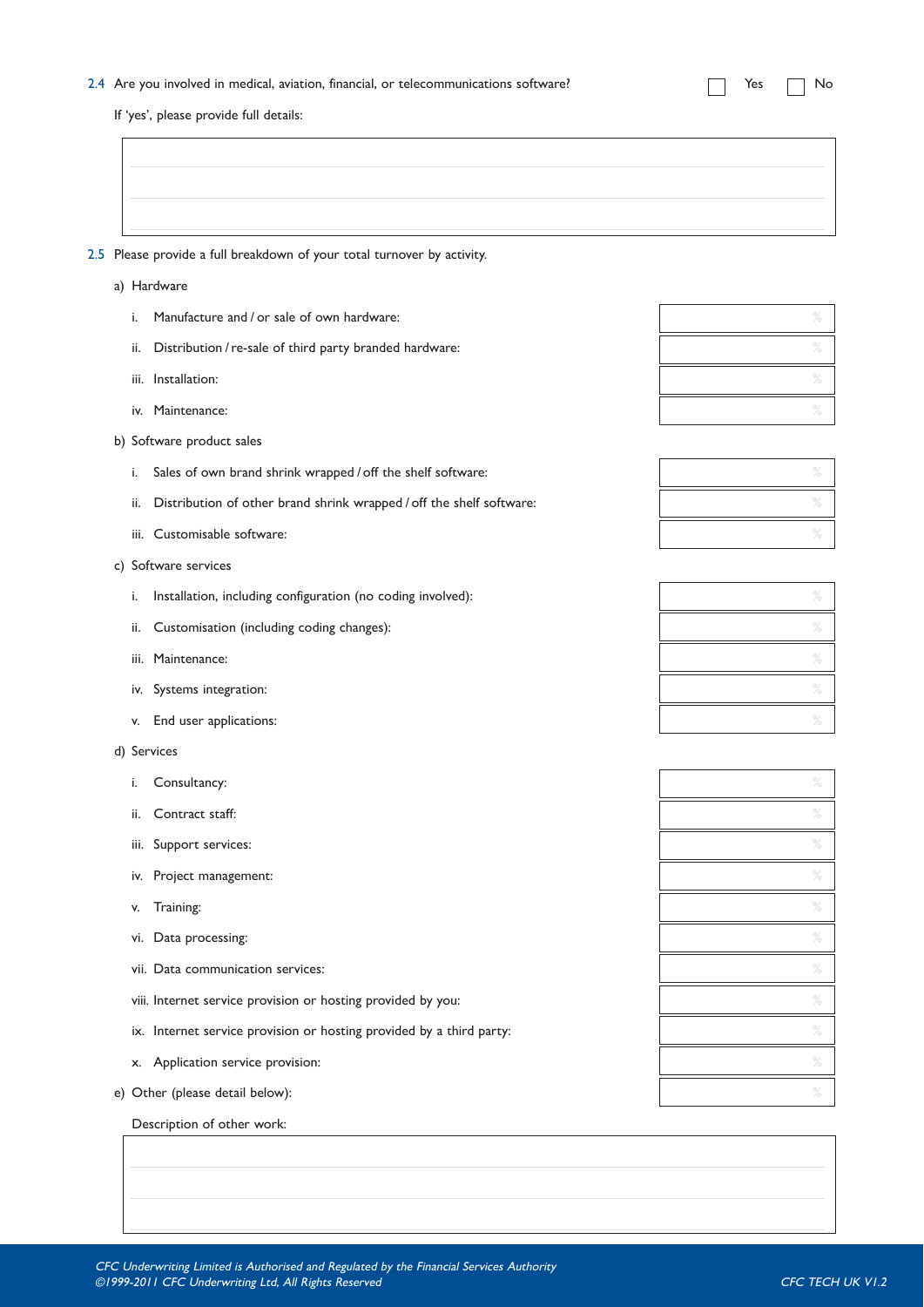2.4 Are you involved in medical, aviation, financial, or telecommunications software? ☐ Yes ☐ No

If 'yes', please provide full details:

| |
|---|
| |
| |
| |

2.5 Please provide a full breakdown of your total turnover by activity.

a) Hardware

| | |
|---|---|
| i. Manufacture and / or sale of own hardware: | % |
| ii. Distribution / re-sale of third party branded hardware: | % |
| iii. Installation: | % |
| iv. Maintenance: | % |

b) Software product sales

| | |
|---|---|
| i. Sales of own brand shrink wrapped / off the shelf software: | % |
| ii. Distribution of other brand shrink wrapped / off the shelf software: | % |
| iii. Customisable software: | % |

c) Software services

| | |
|---|---|
| i. Installation, including configuration (no coding involved): | % |
| ii. Customisation (including coding changes): | % |
| iii. Maintenance: | % |
| iv. Systems integration: | % |
| v. End user applications: | % |

d) Services

| | |
|---|---|
| i. Consultancy: | % |
| ii. Contract staff: | % |
| iii. Support services: | % |
| iv. Project management: | % |
| v. Training: | % |
| vi. Data processing: | % |
| vii. Data communication services: | % |
| viii. Internet service provision or hosting provided by you: | % |
| ix. Internet service provision or hosting provided by a third party: | % |
| x. Application service provision: | % |

e) Other (please detail below): %

Description of other work:

| |
|---|
| |
| |
| |

*CFC Underwriting Limited is Authorised and Regulated by the Financial Services Authority*
*©1999-2011 CFC Underwriting Ltd, All Rights Reserved*

*CFC TECH UK V1.2*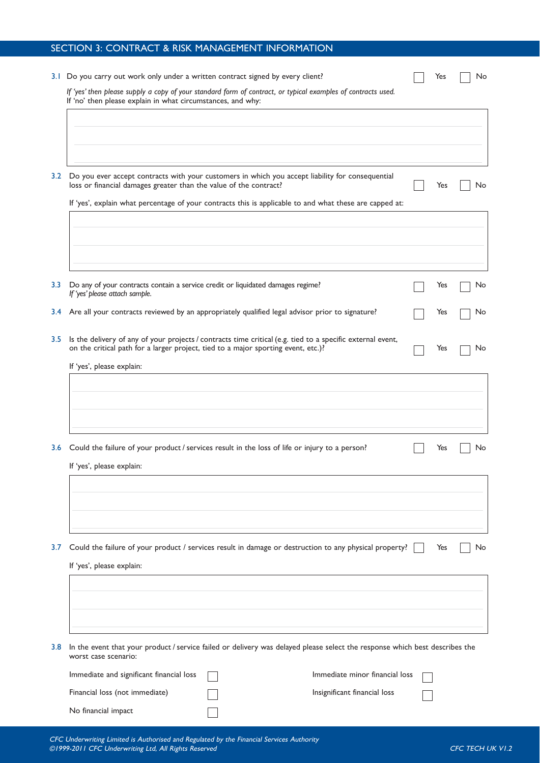## SECTION 3: CONTRACT & RISK MANAGEMENT INFORMATION

3.1 Do you carry out work only under a written contract signed by every client? ☐ Yes ☐ No

*If 'yes' then please supply a copy of your standard form of contract, or typical examples of contracts used.*
If 'no' then please explain in what circumstances, and why:

3.2 Do you ever accept contracts with your customers in which you accept liability for consequential loss or financial damages greater than the value of the contract? ☐ Yes ☐ No

If 'yes', explain what percentage of your contracts this is applicable to and what these are capped at:

3.3 Do any of your contracts contain a service credit or liquidated damages regime? ☐ Yes ☐ No
*If 'yes' please attach sample.*

3.4 Are all your contracts reviewed by an appropriately qualified legal advisor prior to signature? ☐ Yes ☐ No

3.5 Is the delivery of any of your projects / contracts time critical (e.g. tied to a specific external event, on the critical path for a larger project, tied to a major sporting event, etc.)? ☐ Yes ☐ No

If 'yes', please explain:

3.6 Could the failure of your product / services result in the loss of life or injury to a person? ☐ Yes ☐ No

If 'yes', please explain:

3.7 Could the failure of your product / services result in damage or destruction to any physical property? ☐ Yes ☐ No

If 'yes', please explain:

3.8 In the event that your product / service failed or delivery was delayed please select the response which best describes the worst case scenario:

| | | | |
|---|---|---|---|
| Immediate and significant financial loss | ☐ | Immediate minor financial loss | ☐ |
| Financial loss (not immediate) | ☐ | Insignificant financial loss | ☐ |
| No financial impact | ☐ | | |

*CFC Underwriting Limited is Authorised and Regulated by the Financial Services Authority*
*©1999-2011 CFC Underwriting Ltd, All Rights Reserved*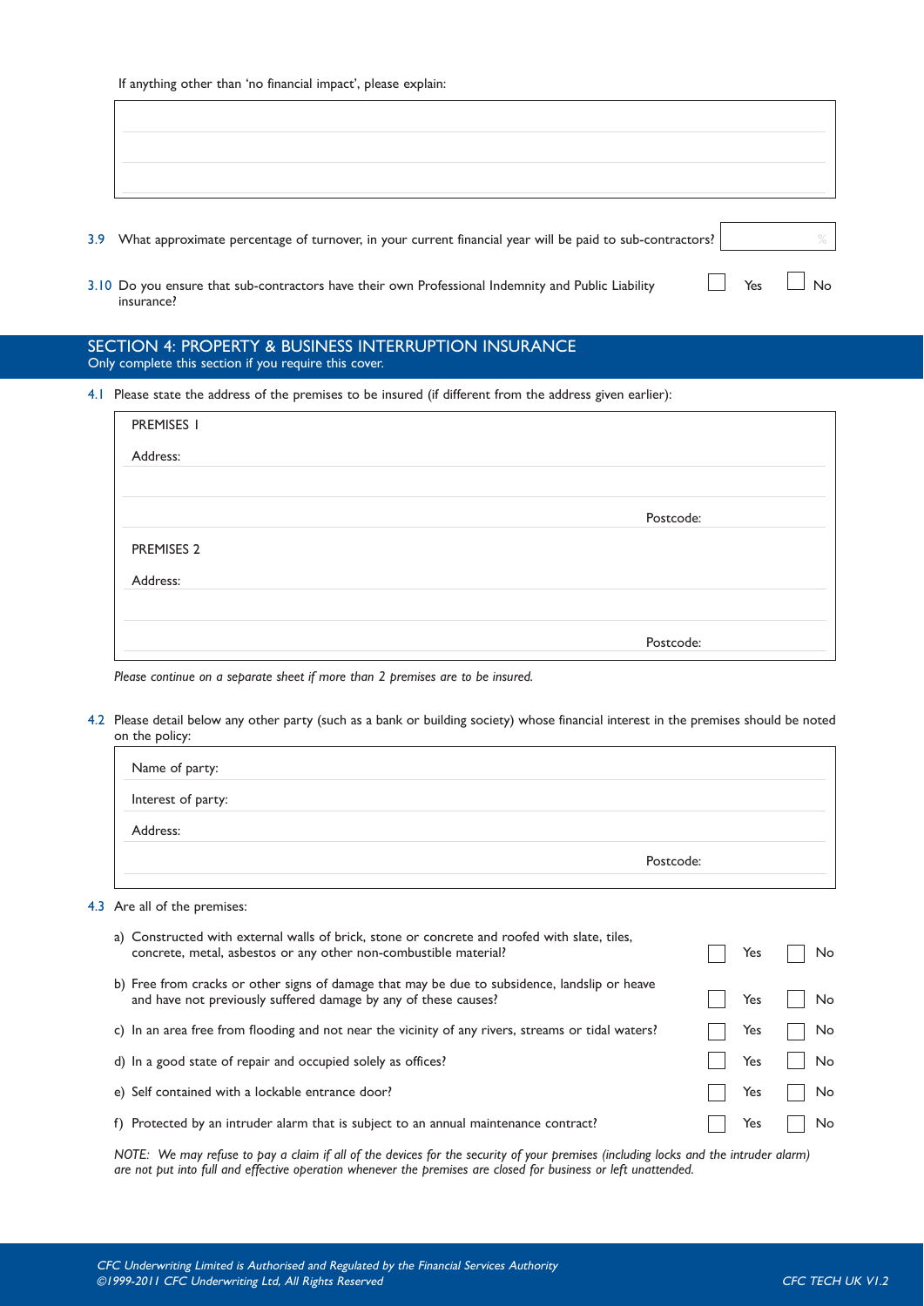If anything other than 'no financial impact', please explain:

&nbsp;

3.9 What approximate percentage of turnover, in your current financial year will be paid to sub-contractors? ______ %

3.10 Do you ensure that sub-contractors have their own Professional Indemnity and Public Liability insurance? ☐ Yes ☐ No

## SECTION 4: PROPERTY & BUSINESS INTERRUPTION INSURANCE

Only complete this section if you require this cover.

4.1 Please state the address of the premises to be insured (if different from the address given earlier):

PREMISES 1

Address:

Postcode:

PREMISES 2

Address:

Postcode:

*Please continue on a separate sheet if more than 2 premises are to be insured.*

4.2 Please detail below any other party (such as a bank or building society) whose financial interest in the premises should be noted on the policy:

Name of party:

Interest of party:

Address:

Postcode:

4.3 Are all of the premises:

| | Yes | No |
|---|---|---|
| a) Constructed with external walls of brick, stone or concrete and roofed with slate, tiles, concrete, metal, asbestos or any other non-combustible material? | ☐ | ☐ |
| b) Free from cracks or other signs of damage that may be due to subsidence, landslip or heave and have not previously suffered damage by any of these causes? | ☐ | ☐ |
| c) In an area free from flooding and not near the vicinity of any rivers, streams or tidal waters? | ☐ | ☐ |
| d) In a good state of repair and occupied solely as offices? | ☐ | ☐ |
| e) Self contained with a lockable entrance door? | ☐ | ☐ |
| f) Protected by an intruder alarm that is subject to an annual maintenance contract? | ☐ | ☐ |

*NOTE: We may refuse to pay a claim if all of the devices for the security of your premises (including locks and the intruder alarm) are not put into full and effective operation whenever the premises are closed for business or left unattended.*

*CFC Underwriting Limited is Authorised and Regulated by the Financial Services Authority*
*©1999-2011 CFC Underwriting Ltd, All Rights Reserved*

*CFC TECH UK V1.2*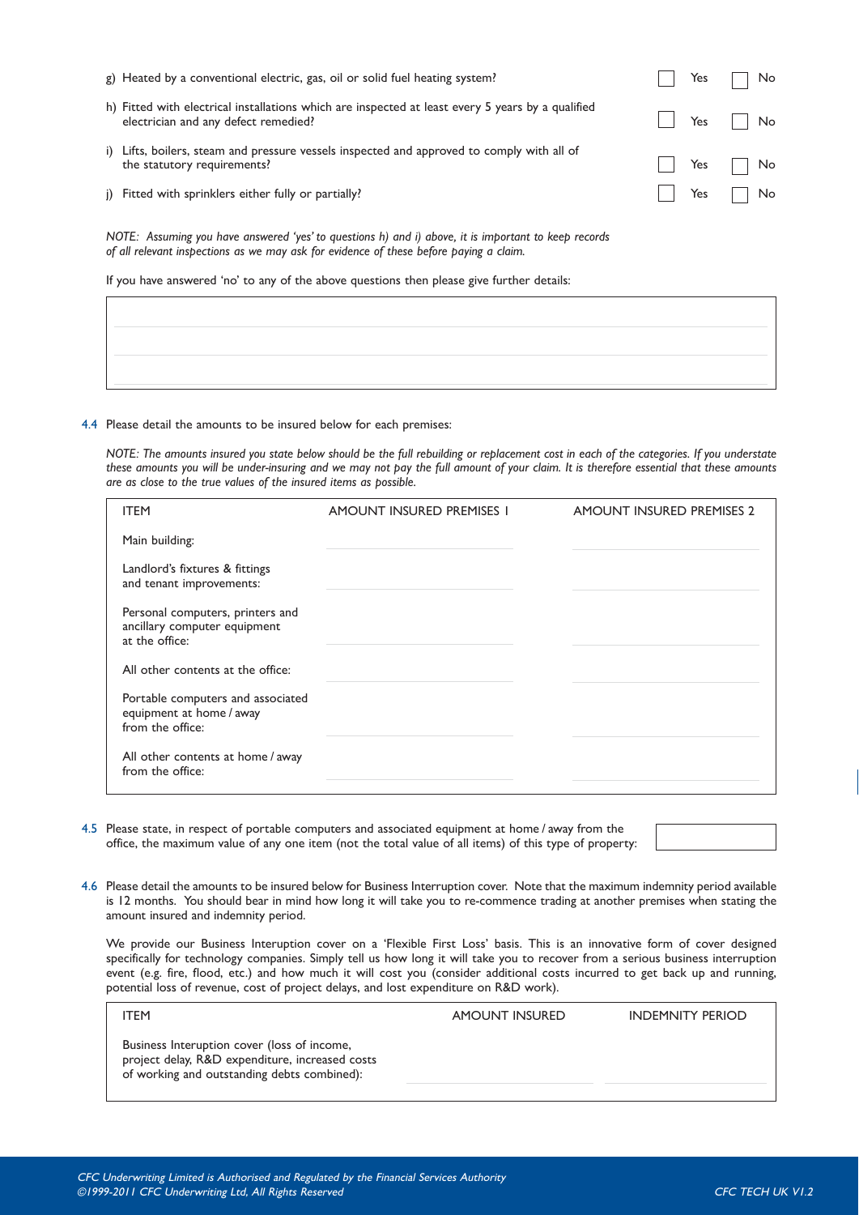g) Heated by a conventional electric, gas, oil or solid fuel heating system? ☐ Yes ☐ No

h) Fitted with electrical installations which are inspected at least every 5 years by a qualified electrician and any defect remedied? ☐ Yes ☐ No

i) Lifts, boilers, steam and pressure vessels inspected and approved to comply with all of the statutory requirements? ☐ Yes ☐ No

j) Fitted with sprinklers either fully or partially? ☐ Yes ☐ No

*NOTE: Assuming you have answered 'yes' to questions h) and i) above, it is important to keep records of all relevant inspections as we may ask for evidence of these before paying a claim.*

If you have answered 'no' to any of the above questions then please give further details:

| |
|---|
| |
| |
| |

4.4 Please detail the amounts to be insured below for each premises:

*NOTE: The amounts insured you state below should be the full rebuilding or replacement cost in each of the categories. If you understate these amounts you will be under-insuring and we may not pay the full amount of your claim. It is therefore essential that these amounts are as close to the true values of the insured items as possible.*

| ITEM | AMOUNT INSURED PREMISES 1 | AMOUNT INSURED PREMISES 2 |
|---|---|---|
| Main building: | | |
| Landlord's fixtures & fittings and tenant improvements: | | |
| Personal computers, printers and ancillary computer equipment at the office: | | |
| All other contents at the office: | | |
| Portable computers and associated equipment at home / away from the office: | | |
| All other contents at home / away from the office: | | |

4.5 Please state, in respect of portable computers and associated equipment at home / away from the office, the maximum value of any one item (not the total value of all items) of this type of property: ____________

4.6 Please detail the amounts to be insured below for Business Interruption cover. Note that the maximum indemnity period available is 12 months. You should bear in mind how long it will take you to re-commence trading at another premises when stating the amount insured and indemnity period.

We provide our Business Interuption cover on a 'Flexible First Loss' basis. This is an innovative form of cover designed specifically for technology companies. Simply tell us how long it will take you to recover from a serious business interruption event (e.g. fire, flood, etc.) and how much it will cost you (consider additional costs incurred to get back up and running, potential loss of revenue, cost of project delays, and lost expenditure on R&D work).

| ITEM | AMOUNT INSURED | INDEMNITY PERIOD |
|---|---|---|
| Business Interuption cover (loss of income, project delay, R&D expenditure, increased costs of working and outstanding debts combined): | | |

*CFC Underwriting Limited is Authorised and Regulated by the Financial Services Authority*
*©1999-2011 CFC Underwriting Ltd, All Rights Reserved*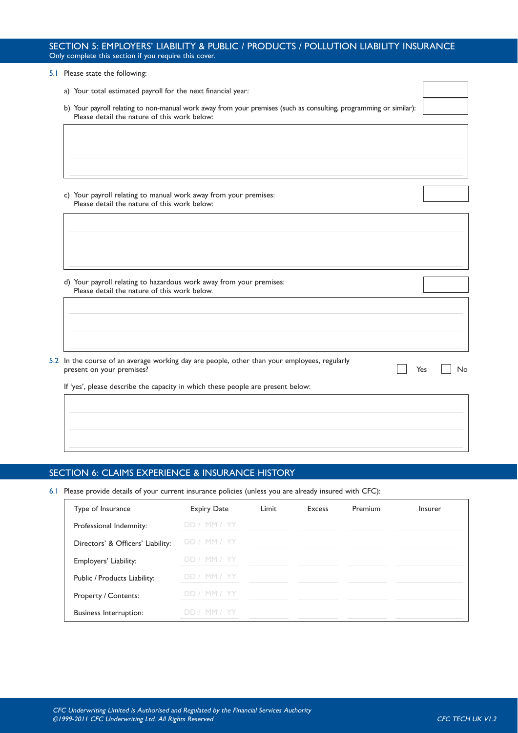## SECTION 5: EMPLOYERS' LIABILITY & PUBLIC / PRODUCTS / POLLUTION LIABILITY INSURANCE

Only complete this section if you require this cover.

5.1 Please state the following:

a) Your total estimated payroll for the next financial year:

b) Your payroll relating to non-manual work away from your premises (such as consulting, programming or similar):
Please detail the nature of this work below:

c) Your payroll relating to manual work away from your premises:
Please detail the nature of this work below:

d) Your payroll relating to hazardous work away from your premises:
Please detail the nature of this work below.

5.2 In the course of an average working day are people, other than your employees, regularly present on your premises? ☐ Yes ☐ No

If 'yes', please describe the capacity in which these people are present below:

## SECTION 6: CLAIMS EXPERIENCE & INSURANCE HISTORY

6.1 Please provide details of your current insurance policies (unless you are already insured with CFC):

| Type of Insurance | Expiry Date | Limit | Excess | Premium | Insurer |
|---|---|---|---|---|---|
| Professional Indemnity: | DD / MM / YY | | | | |
| Directors' & Officers' Liability: | DD / MM / YY | | | | |
| Employers' Liability: | DD / MM / YY | | | | |
| Public / Products Liability: | DD / MM / YY | | | | |
| Property / Contents: | DD / MM / YY | | | | |
| Business Interruption: | DD / MM / YY | | | | |

*CFC Underwriting Limited is Authorised and Regulated by the Financial Services Authority*
*©1999-2011 CFC Underwriting Ltd, All Rights Reserved*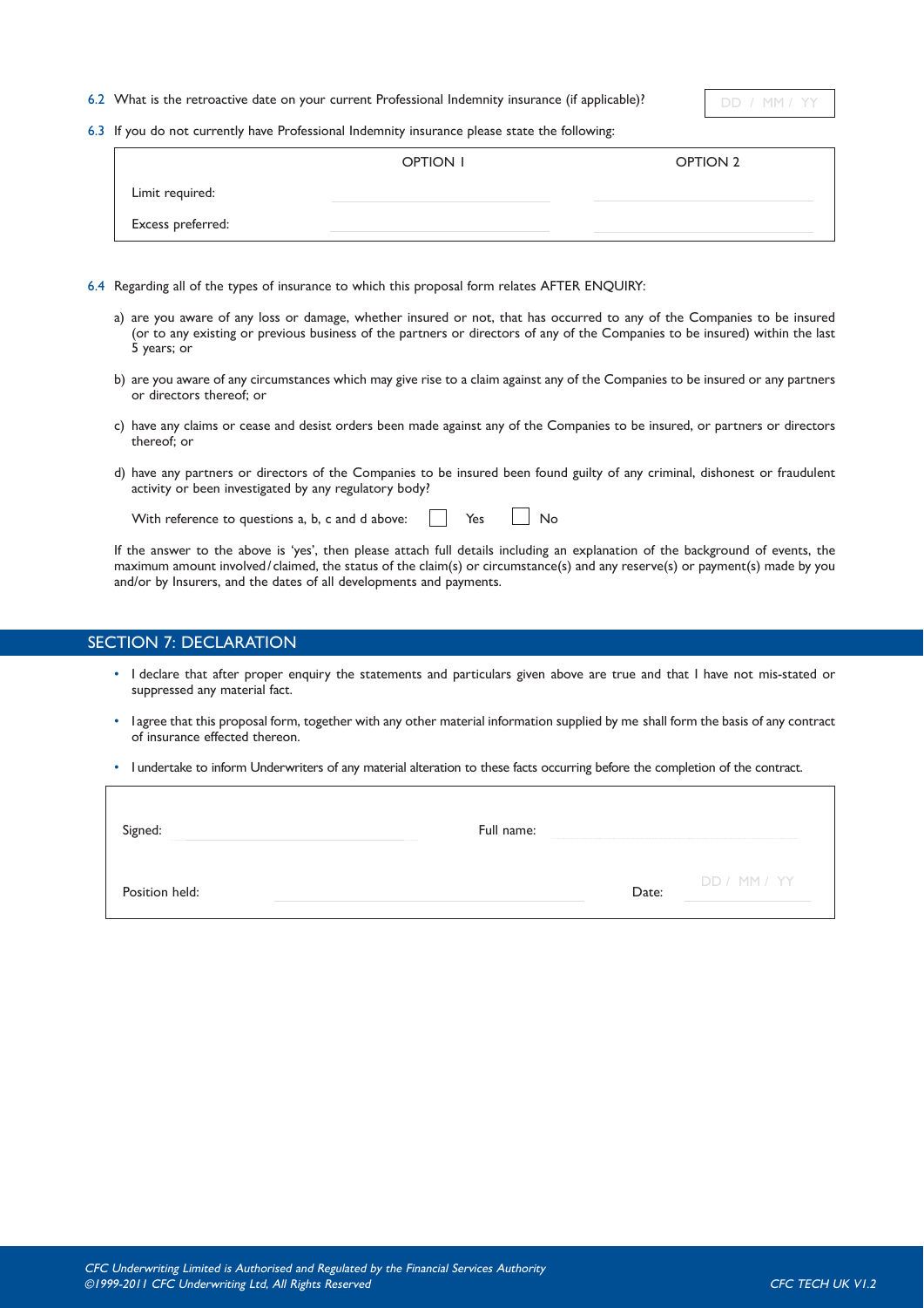6.2 What is the retroactive date on your current Professional Indemnity insurance (if applicable)? DD / MM / YY

6.3 If you do not currently have Professional Indemnity insurance please state the following:

| | OPTION 1 | OPTION 2 |
|---|---|---|
| Limit required: | | |
| Excess preferred: | | |

6.4 Regarding all of the types of insurance to which this proposal form relates AFTER ENQUIRY:

a) are you aware of any loss or damage, whether insured or not, that has occurred to any of the Companies to be insured (or to any existing or previous business of the partners or directors of any of the Companies to be insured) within the last 5 years; or

b) are you aware of any circumstances which may give rise to a claim against any of the Companies to be insured or any partners or directors thereof; or

c) have any claims or cease and desist orders been made against any of the Companies to be insured, or partners or directors thereof; or

d) have any partners or directors of the Companies to be insured been found guilty of any criminal, dishonest or fraudulent activity or been investigated by any regulatory body?

With reference to questions a, b, c and d above: ☐ Yes ☐ No

If the answer to the above is 'yes', then please attach full details including an explanation of the background of events, the maximum amount involved/claimed, the status of the claim(s) or circumstance(s) and any reserve(s) or payment(s) made by you and/or by Insurers, and the dates of all developments and payments.

## SECTION 7: DECLARATION

- I declare that after proper enquiry the statements and particulars given above are true and that I have not mis-stated or suppressed any material fact.
- I agree that this proposal form, together with any other material information supplied by me shall form the basis of any contract of insurance effected thereon.
- I undertake to inform Underwriters of any material alteration to these facts occurring before the completion of the contract.

| | | | |
|---|---|---|---|
| Signed: | | Full name: | |
| Position held: | | Date: | DD / MM / YY |

*CFC Underwriting Limited is Authorised and Regulated by the Financial Services Authority*
*©1999-2011 CFC Underwriting Ltd, All Rights Reserved*

*CFC TECH UK V1.2*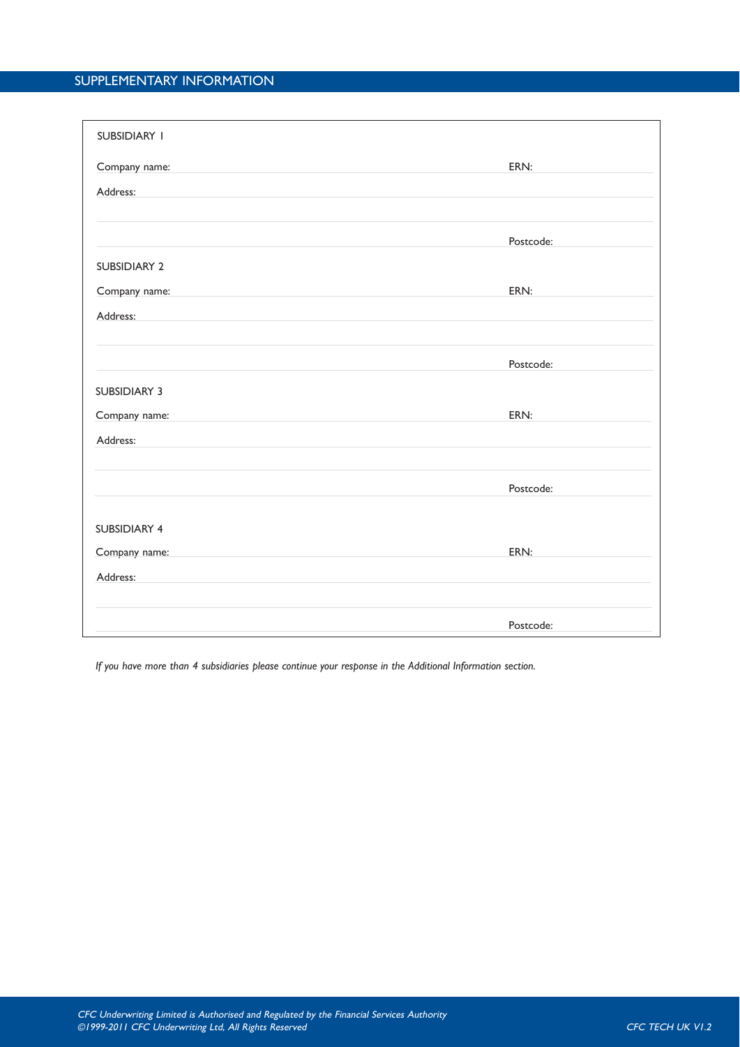## SUPPLEMENTARY INFORMATION

**SUBSIDIARY 1**

Company name: ERN:

Address:

Postcode:

**SUBSIDIARY 2**

Company name: ERN:

Address:

Postcode:

**SUBSIDIARY 3**

Company name: ERN:

Address:

Postcode:

**SUBSIDIARY 4**

Company name: ERN:

Address:

Postcode:

*If you have more than 4 subsidiaries please continue your response in the Additional Information section.*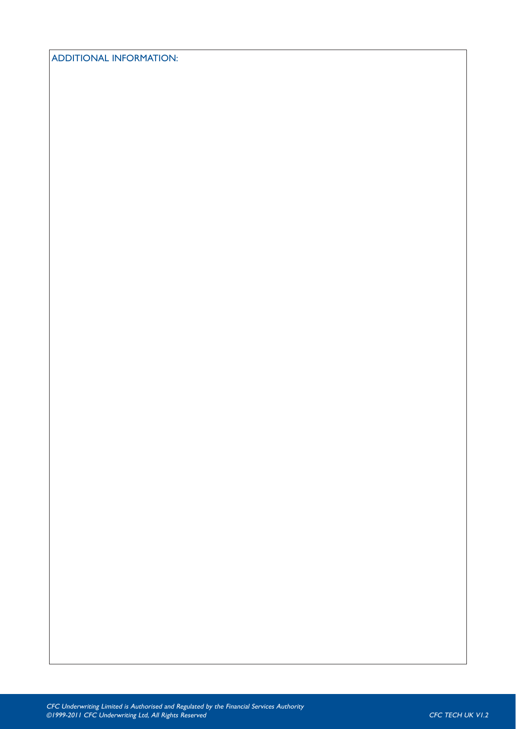ADDITIONAL INFORMATION: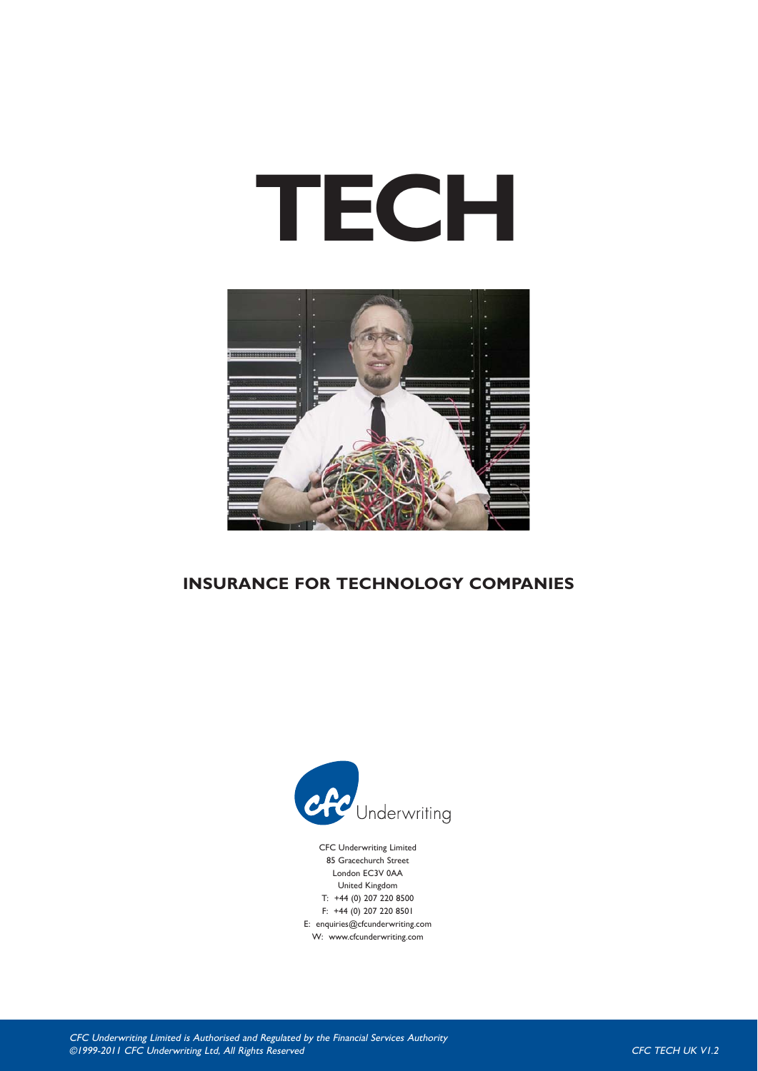# TECH

## INSURANCE FOR TECHNOLOGY COMPANIES

cfc Underwriting

CFC Underwriting Limited
85 Gracechurch Street
London EC3V 0AA
United Kingdom
T: +44 (0) 207 220 8500
F: +44 (0) 207 220 8501
E: enquiries@cfcunderwriting.com
W: www.cfcunderwriting.com

*CFC Underwriting Limited is Authorised and Regulated by the Financial Services Authority*
*©1999-2011 CFC Underwriting Ltd, All Rights Reserved*

*CFC TECH UK V1.2*